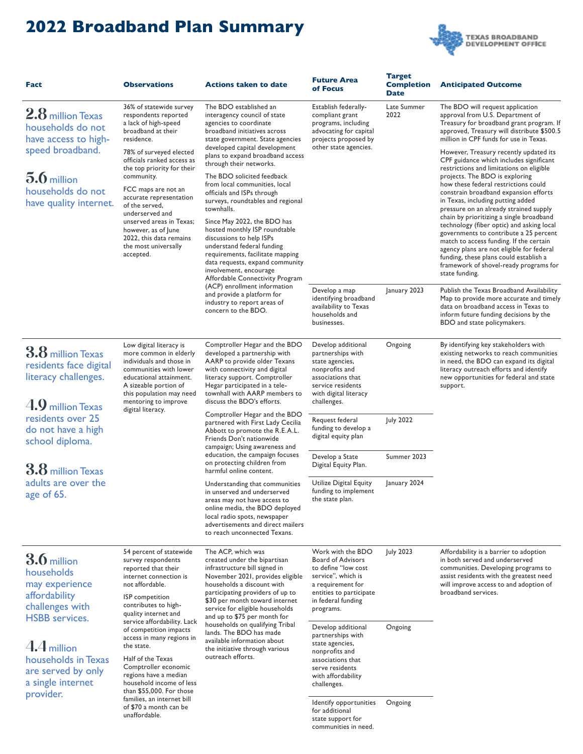# 2022 Broadband Plan Summary

TEXAS BROADBAND DEVELOPMENT OFFICE

| Fact | Observations | Actions taken to date | Future Area of Focus | Target Completion Date | Anticipated Outcome |
|---|---|---|---|---|---|
| **2.8** million Texas households do not have access to high-speed broadband. **5.6** million households do not have quality internet. | 36% of statewide survey respondents reported a lack of high-speed broadband at their residence. 78% of surveyed elected officials ranked access as the top priority for their community. FCC maps are not an accurate representation of the served, underserved and unserved areas in Texas; however, as of June 2022, this data remains the most universally accepted. | The BDO established an interagency council of state agencies to coordinate broadband initiatives across state government. State agencies developed capital development plans to expand broadband access through their networks. The BDO solicited feedback from local communities, local officials and ISPs through surveys, roundtables and regional townhalls. Since May 2022, the BDO has hosted monthly ISP roundtable discussions to help ISPs understand federal funding requirements, facilitate mapping data requests, expand community involvement, encourage Affordable Connectivity Program (ACP) enrollment information and provide a platform for industry to report areas of concern to the BDO. | Establish federally-compliant grant programs, including advocating for capital projects proposed by other state agencies. | Late Summer 2022 | The BDO will request application approval from U.S. Department of Treasury for broadband grant program. If approved, Treasury will distribute $500.5 million in CPF funds for use in Texas. However, Treasury recently updated its CPF guidance which includes significant restrictions and limitations on eligible projects. The BDO is exploring how these federal restrictions could constrain broadband expansion efforts in Texas, including putting added pressure on an already strained supply chain by prioritizing a single broadband technology (fiber optic) and asking local governments to contribute a 25 percent match to access funding. If the certain agency plans are not eligible for federal funding, these plans could establish a framework of shovel-ready programs for state funding. |
| | | | Develop a map identifying broadband availability to Texas households and businesses. | January 2023 | Publish the Texas Broadband Availability Map to provide more accurate and timely data on broadband access in Texas to inform future funding decisions by the BDO and state policymakers. |
| **3.8** million Texas residents face digital literacy challenges. **4.9** million Texas residents over 25 do not have a high school diploma. **3.8** million Texas adults are over the age of 65. | Low digital literacy is more common in elderly individuals and those in communities with lower educational attainment. A sizeable portion of this population may need mentoring to improve digital literacy. | Comptroller Hegar and the BDO developed a partnership with AARP to provide older Texans with connectivity and digital literacy support. Comptroller Hegar participated in a tele-townhall with AARP members to discuss the BDO's efforts. Comptroller Hegar and the BDO partnered with First Lady Cecilia Abbott to promote the R.E.A.L. Friends Don't nationwide campaign; Using awareness and education, the campaign focuses on protecting children from harmful online content. Understanding that communities in unserved and underserved areas may not have access to online media, the BDO deployed local radio spots, newspaper advertisements and direct mailers to reach unconnected Texans. | Develop additional partnerships with state agencies, nonprofits and associations that service residents with digital literacy challenges. | Ongoing | By identifying key stakeholders with existing networks to reach communities in need, the BDO can expand its digital literacy outreach efforts and identify new opportunities for federal and state support. |
| | | | Request federal funding to develop a digital equity plan | July 2022 | |
| | | | Develop a State Digital Equity Plan. | Summer 2023 | |
| | | | Utilize Digital Equity funding to implement the state plan. | January 2024 | |
| **3.6** million households may experience affordability challenges with HSBB services. **4.4** million households in Texas are served by only a single internet provider. | 54 percent of statewide survey respondents reported that their internet connection is not affordable. ISP competition contributes to high-quality internet and service affordability. Lack of competition impacts access in many regions in the state. Half of the Texas Comptroller economic regions have a median household income of less than $55,000. For those families, an internet bill of $70 a month can be unaffordable. | The ACP, which was created under the bipartisan infrastructure bill signed in November 2021, provides eligible households a discount with participating providers of up to $30 per month toward internet service for eligible households and up to $75 per month for households on qualifying Tribal lands. The BDO has made available information about the initiative through various outreach efforts. | Work with the BDO Board of Advisors to define "low cost service", which is a requirement for entities to participate in federal funding programs. | July 2023 | Affordability is a barrier to adoption in both served and underserved communities. Developing programs to assist residents with the greatest need will improve access to and adoption of broadband services. |
| | | | Develop additional partnerships with state agencies, nonprofits and associations that serve residents with affordability challenges. | Ongoing | |
| | | | Identify opportunities for additional state support for communities in need. | Ongoing | |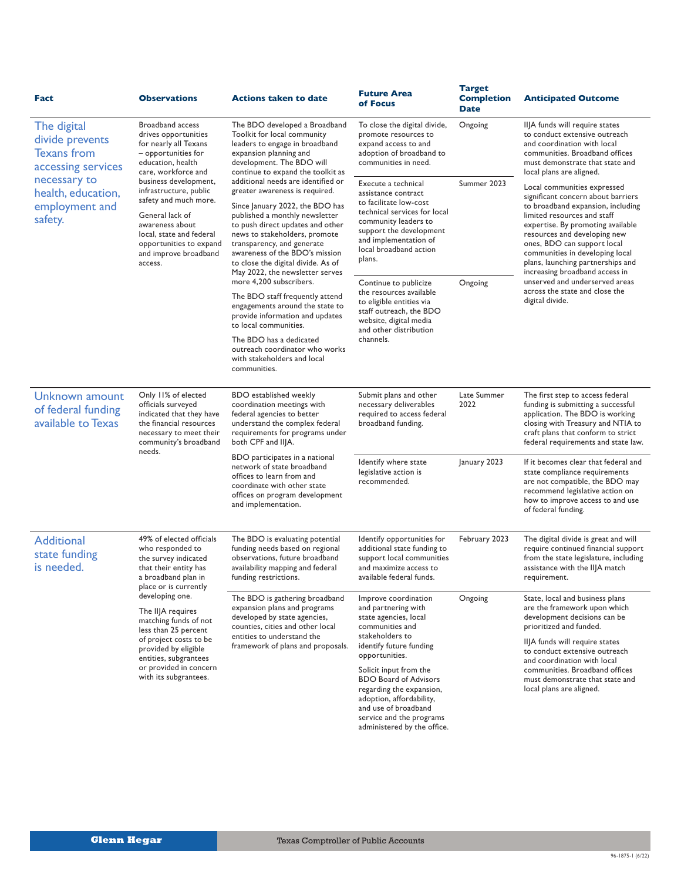| Fact | Observations | Actions taken to date | Future Area of Focus | Target Completion Date | Anticipated Outcome |
|---|---|---|---|---|---|
| The digital divide prevents Texans from accessing services necessary to health, education, employment and safety. | Broadband access drives opportunities for nearly all Texans – opportunities for education, health care, workforce and business development, infrastructure, public safety and much more.<br><br>General lack of awareness about local, state and federal opportunities to expand and improve broadband access. | The BDO developed a Broadband Toolkit for local community leaders to engage in broadband expansion planning and development. The BDO will continue to expand the toolkit as additional needs are identified or greater awareness is required.<br><br>Since January 2022, the BDO has published a monthly newsletter to push direct updates and other news to stakeholders, promote transparency, and generate awareness of the BDO's mission to close the digital divide. As of May 2022, the newsletter serves more 4,200 subscribers.<br><br>The BDO staff frequently attend engagements around the state to provide information and updates to local communities.<br><br>The BDO has a dedicated outreach coordinator who works with stakeholders and local communities. | To close the digital divide, promote resources to expand access to and adoption of broadband to communities in need. | Ongoing | IIJA funds will require states to conduct extensive outreach and coordination with local communities. Broadband offices must demonstrate that state and local plans are aligned. |
| | | | Execute a technical assistance contract to facilitate low-cost technical services for local community leaders to support the development and implementation of local broadband action plans. | Summer 2023 | Local communities expressed significant concern about barriers to broadband expansion, including limited resources and staff expertise. By promoting available resources and developing new ones, BDO can support local communities in developing local plans, launching partnerships and increasing broadband access in unserved and underserved areas across the state and close the digital divide. |
| | | | Continue to publicize the resources available to eligible entities via staff outreach, the BDO website, digital media and other distribution channels. | Ongoing | |
| Unknown amount of federal funding available to Texas | Only 11% of elected officials surveyed indicated that they have the financial resources necessary to meet their community's broadband needs. | BDO established weekly coordination meetings with federal agencies to better understand the complex federal requirements for programs under both CPF and IIJA.<br><br>BDO participates in a national network of state broadband offices to learn from and coordinate with other state offices on program development and implementation. | Submit plans and other necessary deliverables required to access federal broadband funding. | Late Summer 2022 | The first step to access federal funding is submitting a successful application. The BDO is working closing with Treasury and NTIA to craft plans that conform to strict federal requirements and state law. |
| | | | Identify where state legislative action is recommended. | January 2023 | If it becomes clear that federal and state compliance requirements are not compatible, the BDO may recommend legislative action on how to improve access to and use of federal funding. |
| Additional state funding is needed. | 49% of elected officials who responded to the survey indicated that their entity has a broadband plan in place or is currently developing one.<br><br>The IIJA requires matching funds of not less than 25 percent of project costs to be provided by eligible entities, subgrantees or provided in concern with its subgrantees. | The BDO is evaluating potential funding needs based on regional observations, future broadband availability mapping and federal funding restrictions. | Identify opportunities for additional state funding to support local communities and maximize access to available federal funds. | February 2023 | The digital divide is great and will require continued financial support from the state legislature, including assistance with the IIJA match requirement. |
| | | The BDO is gathering broadband expansion plans and programs developed by state agencies, counties, cities and other local entities to understand the framework of plans and proposals. | Improve coordination and partnering with state agencies, local communities and stakeholders to identify future funding opportunities.<br><br>Solicit input from the BDO Board of Advisors regarding the expansion, adoption, affordability, and use of broadband service and the programs administered by the office. | Ongoing | State, local and business plans are the framework upon which development decisions can be prioritized and funded.<br><br>IIJA funds will require states to conduct extensive outreach and coordination with local communities. Broadband offices must demonstrate that state and local plans are aligned. |

**Glenn Hegar** Texas Comptroller of Public Accounts

96-1875-1 (6/22)